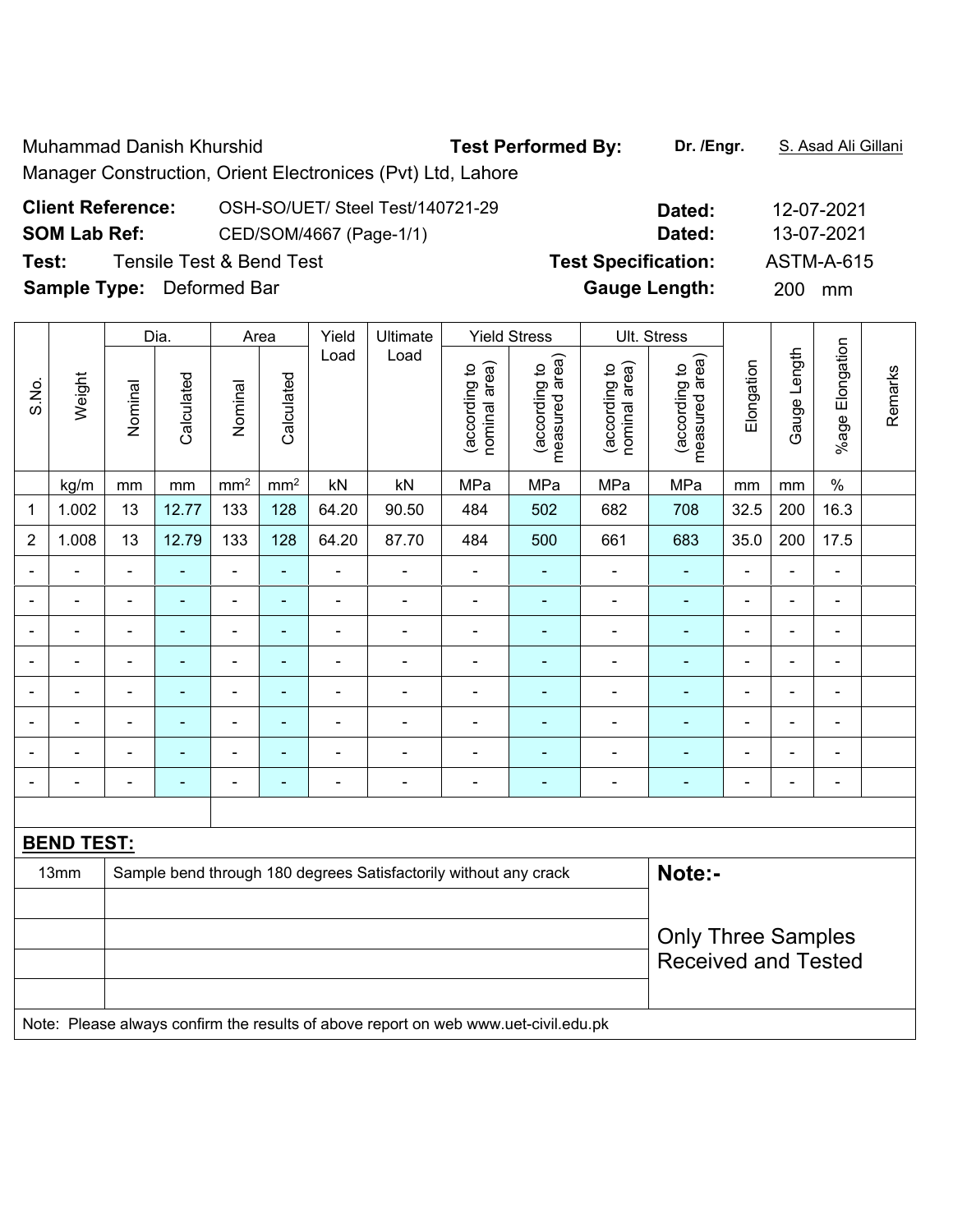Muhammad Danish Khurshid **Test Performed By:** **Dr. /Engr.** S. Asad Ali Gillani

Manager Construction, Orient Electronices (Pvt) Ltd, Lahore

**Client Reference:** OSH-SO/UET/ Steel Test/140721-29 **Dated:** 12-07-2021

**SOM Lab Ref:** CED/SOM/4667 (Page-1/1) **Dated:** 13-07-2021

**Test:** Tensile Test & Bend Test **Test Specification:** ASTM-A-615

**Sample Type:** Deformed Bar **Gauge Length:** 200 mm

| S.No. | Weight | Dia. | | Area | | Yield Load | Ultimate Load | Yield Stress | | Ult. Stress | | Elongation | Gauge Length | %age Elongation | Remarks |
|---|---|---|---|---|---|---|---|---|---|---|---|---|---|---|---|
| | | Nominal | Calculated | Nominal | Calculated | | | (according to nominal area) | (according to measured area) | (according to nominal area) | (according to measured area) | | | | |
| | kg/m | mm | mm | mm² | mm² | kN | kN | MPa | MPa | MPa | MPa | mm | mm | % | |
| 1 | 1.002 | 13 | 12.77 | 133 | 128 | 64.20 | 90.50 | 484 | 502 | 682 | 708 | 32.5 | 200 | 16.3 | |
| 2 | 1.008 | 13 | 12.79 | 133 | 128 | 64.20 | 87.70 | 484 | 500 | 661 | 683 | 35.0 | 200 | 17.5 | |
| - | - | - | - | - | - | - | - | - | - | - | - | - | - | - | |
| - | - | - | - | - | - | - | - | - | - | - | - | - | - | - | |
| - | - | - | - | - | - | - | - | - | - | - | - | - | - | - | |
| - | - | - | - | - | - | - | - | - | - | - | - | - | - | - | |
| - | - | - | - | - | - | - | - | - | - | - | - | - | - | - | |
| - | - | - | - | - | - | - | - | - | - | - | - | - | - | - | |
| - | - | - | - | - | - | - | - | - | - | - | - | - | - | - | |
| - | - | - | - | - | - | - | - | - | - | - | - | - | - | - | |

**BEND TEST:**

| Size | Result |
|---|---|
| 13mm | Sample bend through 180 degrees Satisfactorily without any crack |

**Note:-**

Only Three Samples Received and Tested

Note: Please always confirm the results of above report on web www.uet-civil.edu.pk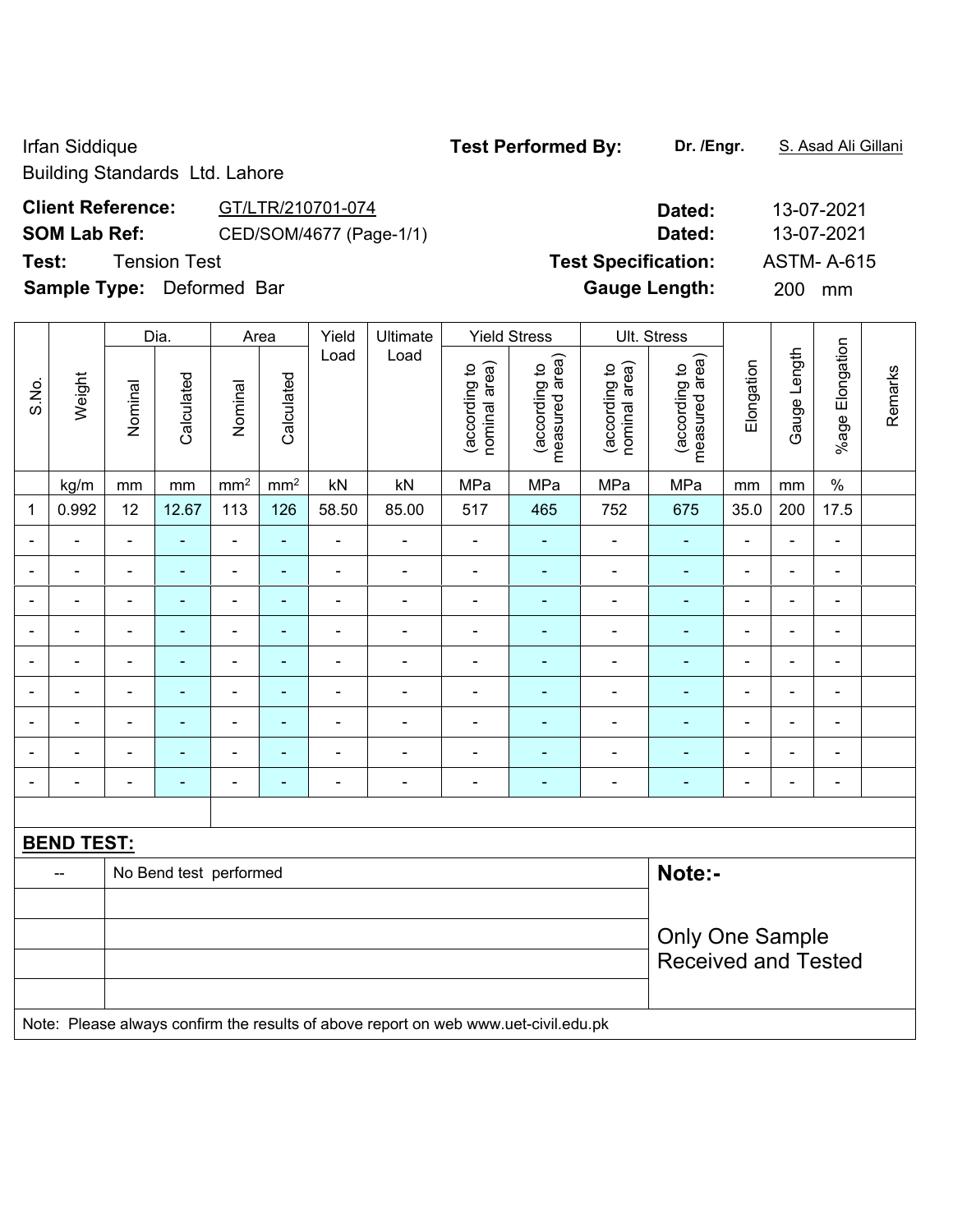Irfan Siddique
Building Standards Ltd. Lahore

**Test Performed By:** **Dr. /Engr.** S. Asad Ali Gillani

**Client Reference:** GT/LTR/210701-074 **Dated:** 13-07-2021

**SOM Lab Ref:** CED/SOM/4677 (Page-1/1) **Dated:** 13-07-2021

**Test:** Tension Test **Test Specification:** ASTM- A-615

**Sample Type:** Deformed Bar **Gauge Length:** 200 mm

| S.No. | Weight | Dia. | | Area | | Yield Load | Ultimate Load | Yield Stress | | Ult. Stress | | Elongation | Gauge Length | %age Elongation | Remarks |
|---|---|---|---|---|---|---|---|---|---|---|---|---|---|---|---|
| | | Nominal | Calculated | Nominal | Calculated | | | (according to nominal area) | (according to measured area) | (according to nominal area) | (according to measured area) | | | | |
| | kg/m | mm | mm | mm² | mm² | kN | kN | MPa | MPa | MPa | MPa | mm | mm | % | |
| 1 | 0.992 | 12 | 12.67 | 113 | 126 | 58.50 | 85.00 | 517 | 465 | 752 | 675 | 35.0 | 200 | 17.5 | |
| - | - | - | - | - | - | - | - | - | - | - | - | - | - | - | |
| - | - | - | - | - | - | - | - | - | - | - | - | - | - | - | |
| - | - | - | - | - | - | - | - | - | - | - | - | - | - | - | |
| - | - | - | - | - | - | - | - | - | - | - | - | - | - | - | |
| - | - | - | - | - | - | - | - | - | - | - | - | - | - | - | |
| - | - | - | - | - | - | - | - | - | - | - | - | - | - | - | |
| - | - | - | - | - | - | - | - | - | - | - | - | - | - | - | |
| - | - | - | - | - | - | - | - | - | - | - | - | - | - | - | |
| - | - | - | - | - | - | - | - | - | - | - | - | - | - | - | |

**BEND TEST:**

| | | |
|---|---|---|
| -- | No Bend test performed | **Note:-** |
| | | Only One Sample Received and Tested |

Note: Please always confirm the results of above report on web www.uet-civil.edu.pk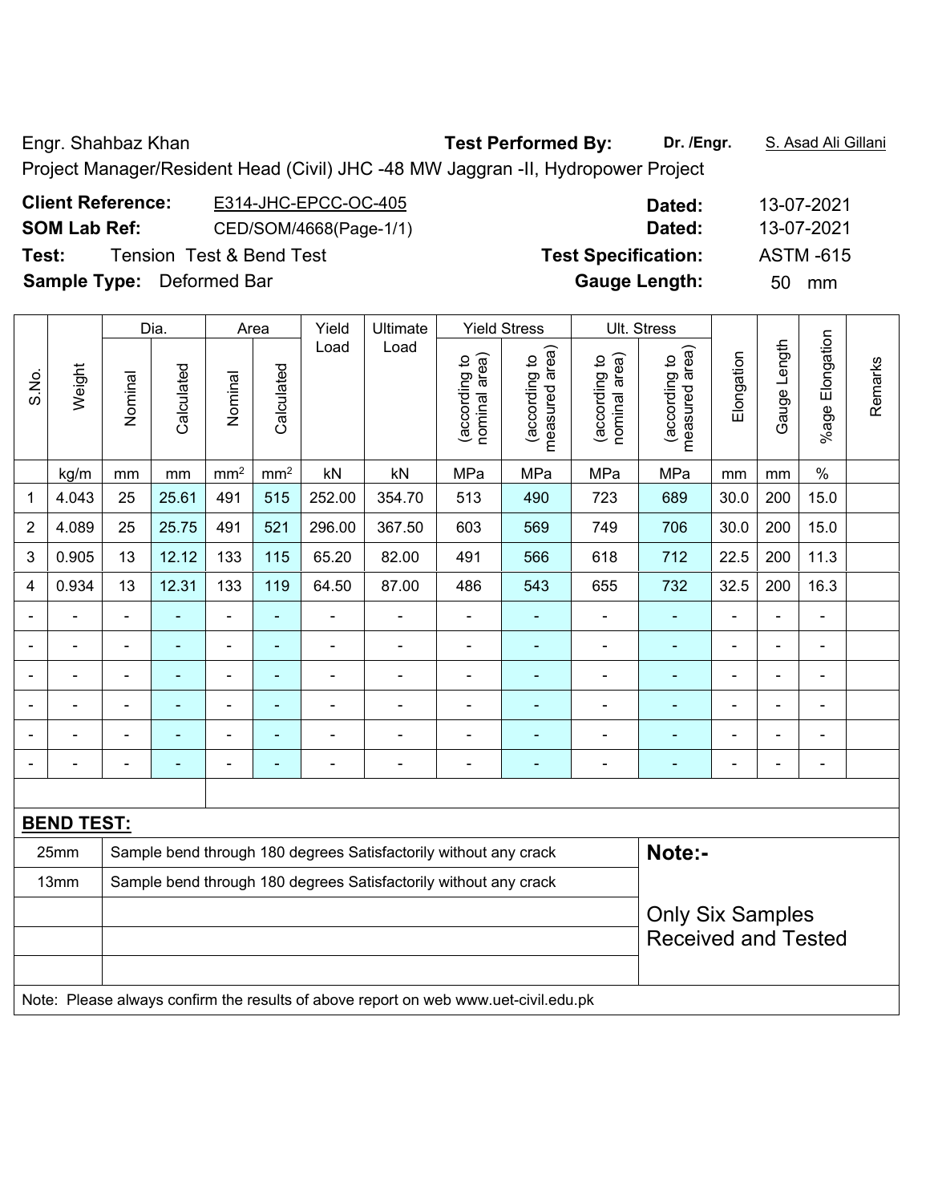Engr. Shahbaz Khan **Test Performed By:** **Dr. /Engr.** S. Asad Ali Gillani

Project Manager/Resident Head (Civil) JHC -48 MW Jaggran -II, Hydropower Project

**Client Reference:** E314-JHC-EPCC-OC-405 **Dated:** 13-07-2021

**SOM Lab Ref:** CED/SOM/4668(Page-1/1) **Dated:** 13-07-2021

**Test:** Tension Test & Bend Test **Test Specification:** ASTM -615

**Sample Type:** Deformed Bar **Gauge Length:** 50 mm

| S.No. | Weight | Dia. | | Area | | Yield Load | Ultimate Load | Yield Stress | | Ult. Stress | | Elongation | Gauge Length | %age Elongation | Remarks |
|---|---|---|---|---|---|---|---|---|---|---|---|---|---|---|---|
| | | Nominal | Calculated | Nominal | Calculated | | | (according to nominal area) | (according to measured area) | (according to nominal area) | (according to measured area) | | | | |
| | kg/m | mm | mm | mm$^2$ | mm$^2$ | kN | kN | MPa | MPa | MPa | MPa | mm | mm | % | |
| 1 | 4.043 | 25 | 25.61 | 491 | 515 | 252.00 | 354.70 | 513 | 490 | 723 | 689 | 30.0 | 200 | 15.0 | |
| 2 | 4.089 | 25 | 25.75 | 491 | 521 | 296.00 | 367.50 | 603 | 569 | 749 | 706 | 30.0 | 200 | 15.0 | |
| 3 | 0.905 | 13 | 12.12 | 133 | 115 | 65.20 | 82.00 | 491 | 566 | 618 | 712 | 22.5 | 200 | 11.3 | |
| 4 | 0.934 | 13 | 12.31 | 133 | 119 | 64.50 | 87.00 | 486 | 543 | 655 | 732 | 32.5 | 200 | 16.3 | |
| - | - | - | - | - | - | - | - | - | - | - | - | - | - | - | |
| - | - | - | - | - | - | - | - | - | - | - | - | - | - | - | |
| - | - | - | - | - | - | - | - | - | - | - | - | - | - | - | |
| - | - | - | - | - | - | - | - | - | - | - | - | - | - | - | |
| - | - | - | - | - | - | - | - | - | - | - | - | - | - | - | |
| - | - | - | - | - | - | - | - | - | - | - | - | - | - | - | |

**BEND TEST:**

| | | |
|---|---|---|
| 25mm | Sample bend through 180 degrees Satisfactorily without any crack | **Note:-** |
| 13mm | Sample bend through 180 degrees Satisfactorily without any crack | |
| | | Only Six Samples Received and Tested |

Note: Please always confirm the results of above report on web www.uet-civil.edu.pk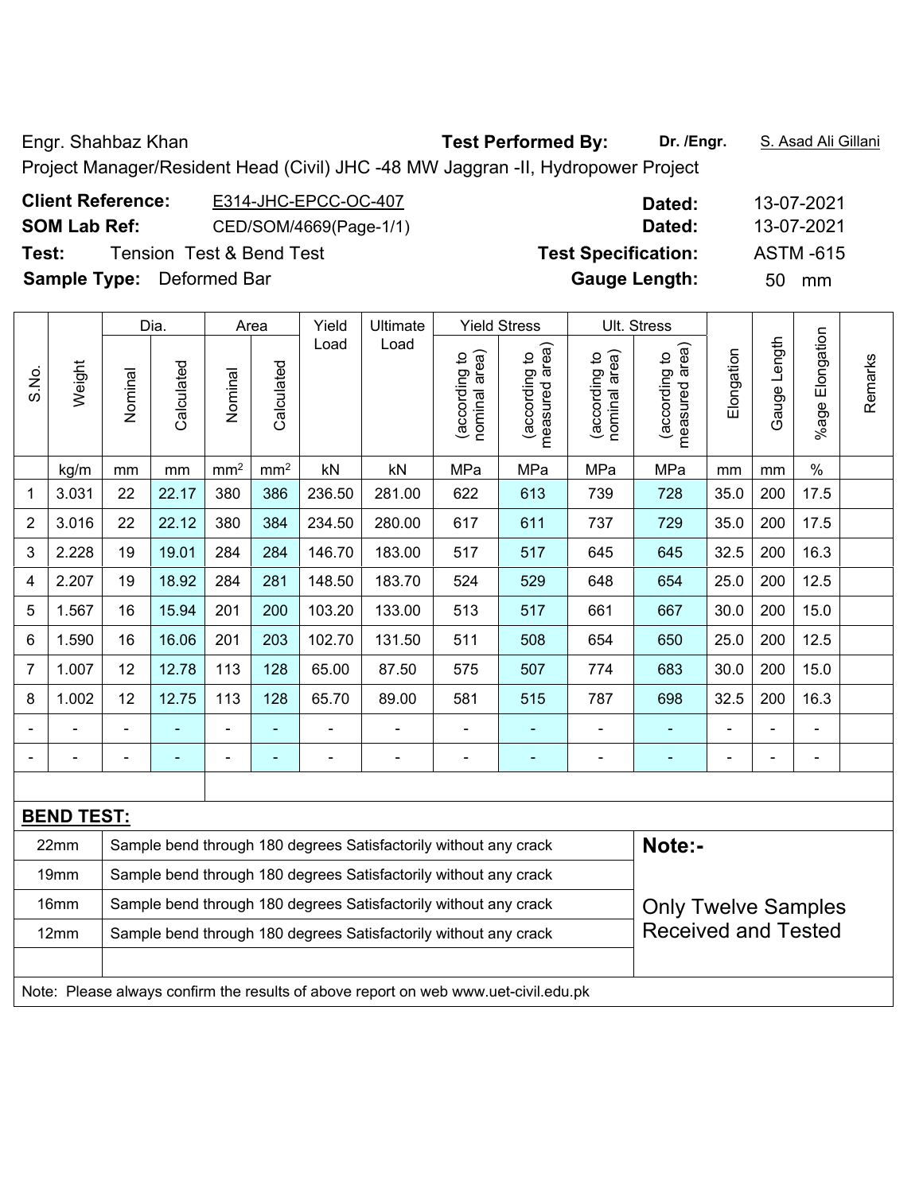Engr. Shahbaz Khan **Test Performed By:** **Dr. /Engr.** S. Asad Ali Gillani

Project Manager/Resident Head (Civil) JHC -48 MW Jaggran -II, Hydropower Project

**Client Reference:** E314-JHC-EPCC-OC-407 **Dated:** 13-07-2021

**SOM Lab Ref:** CED/SOM/4669(Page-1/1) **Dated:** 13-07-2021

**Test:** Tension Test & Bend Test **Test Specification:** ASTM -615

**Sample Type:** Deformed Bar **Gauge Length:** 50 mm

| S.No. | Weight | Dia. | | Area | | Yield Load | Ultimate Load | Yield Stress | | Ult. Stress | | Elongation | Gauge Length | %age Elongation | Remarks |
|---|---|---|---|---|---|---|---|---|---|---|---|---|---|---|---|
| | | Nominal | Calculated | Nominal | Calculated | | | (according to nominal area) | (according to measured area) | (according to nominal area) | (according to measured area) | | | | |
| | kg/m | mm | mm | mm² | mm² | kN | kN | MPa | MPa | MPa | MPa | mm | mm | % | |
| 1 | 3.031 | 22 | 22.17 | 380 | 386 | 236.50 | 281.00 | 622 | 613 | 739 | 728 | 35.0 | 200 | 17.5 | |
| 2 | 3.016 | 22 | 22.12 | 380 | 384 | 234.50 | 280.00 | 617 | 611 | 737 | 729 | 35.0 | 200 | 17.5 | |
| 3 | 2.228 | 19 | 19.01 | 284 | 284 | 146.70 | 183.00 | 517 | 517 | 645 | 645 | 32.5 | 200 | 16.3 | |
| 4 | 2.207 | 19 | 18.92 | 284 | 281 | 148.50 | 183.70 | 524 | 529 | 648 | 654 | 25.0 | 200 | 12.5 | |
| 5 | 1.567 | 16 | 15.94 | 201 | 200 | 103.20 | 133.00 | 513 | 517 | 661 | 667 | 30.0 | 200 | 15.0 | |
| 6 | 1.590 | 16 | 16.06 | 201 | 203 | 102.70 | 131.50 | 511 | 508 | 654 | 650 | 25.0 | 200 | 12.5 | |
| 7 | 1.007 | 12 | 12.78 | 113 | 128 | 65.00 | 87.50 | 575 | 507 | 774 | 683 | 30.0 | 200 | 15.0 | |
| 8 | 1.002 | 12 | 12.75 | 113 | 128 | 65.70 | 89.00 | 581 | 515 | 787 | 698 | 32.5 | 200 | 16.3 | |
| - | - | - | - | - | - | - | - | - | - | - | - | - | - | - | |
| - | - | - | - | - | - | - | - | - | - | - | - | - | - | - | |

**BEND TEST:**

| Size | Result |
|---|---|
| 22mm | Sample bend through 180 degrees Satisfactorily without any crack |
| 19mm | Sample bend through 180 degrees Satisfactorily without any crack |
| 16mm | Sample bend through 180 degrees Satisfactorily without any crack |
| 12mm | Sample bend through 180 degrees Satisfactorily without any crack |

**Note:-**

Only Twelve Samples Received and Tested

Note: Please always confirm the results of above report on web www.uet-civil.edu.pk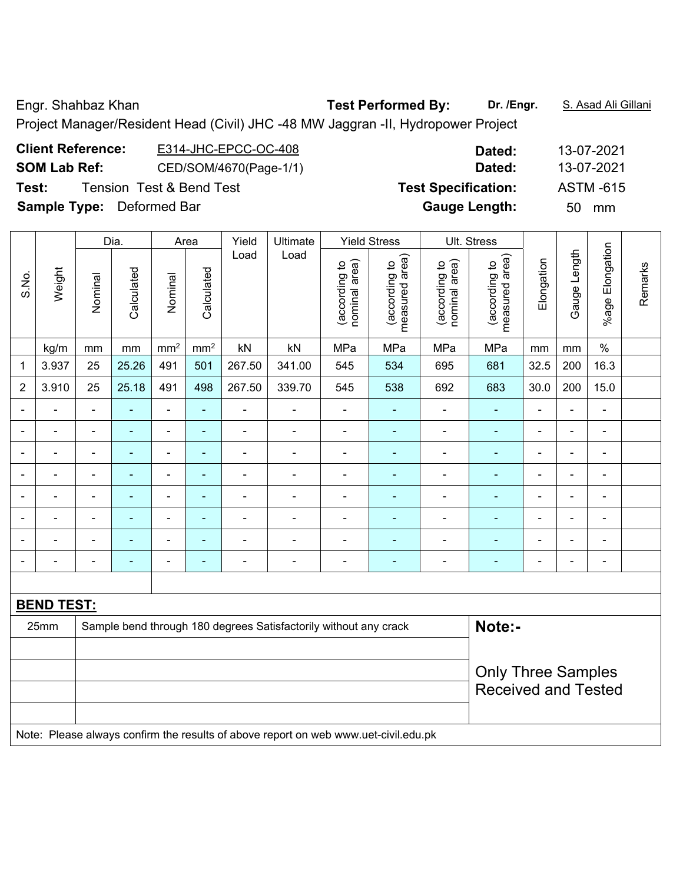Engr. Shahbaz Khan **Test Performed By:** **Dr. /Engr.** S. Asad Ali Gillani

Project Manager/Resident Head (Civil) JHC -48 MW Jaggran -II, Hydropower Project

**Client Reference:** E314-JHC-EPCC-OC-408 **Dated:** 13-07-2021

**SOM Lab Ref:** CED/SOM/4670(Page-1/1) **Dated:** 13-07-2021

**Test:** Tension Test & Bend Test **Test Specification:** ASTM -615

**Sample Type:** Deformed Bar **Gauge Length:** 50 mm

| S.No. | Weight | Dia. | | Area | | Yield Load | Ultimate Load | Yield Stress | | Ult. Stress | | Elongation | Gauge Length | %age Elongation | Remarks |
|---|---|---|---|---|---|---|---|---|---|---|---|---|---|---|---|
| | | Nominal | Calculated | Nominal | Calculated | | | (according to nominal area) | (according to measured area) | (according to nominal area) | (according to measured area) | | | | |
| | kg/m | mm | mm | mm² | mm² | kN | kN | MPa | MPa | MPa | MPa | mm | mm | % | |
| 1 | 3.937 | 25 | 25.26 | 491 | 501 | 267.50 | 341.00 | 545 | 534 | 695 | 681 | 32.5 | 200 | 16.3 | |
| 2 | 3.910 | 25 | 25.18 | 491 | 498 | 267.50 | 339.70 | 545 | 538 | 692 | 683 | 30.0 | 200 | 15.0 | |
| - | - | - | - | - | - | - | - | - | - | - | - | - | - | - | |
| - | - | - | - | - | - | - | - | - | - | - | - | - | - | - | |
| - | - | - | - | - | - | - | - | - | - | - | - | - | - | - | |
| - | - | - | - | - | - | - | - | - | - | - | - | - | - | - | |
| - | - | - | - | - | - | - | - | - | - | - | - | - | - | - | |
| - | - | - | - | - | - | - | - | - | - | - | - | - | - | - | |
| - | - | - | - | - | - | - | - | - | - | - | - | - | - | - | |
| - | - | - | - | - | - | - | - | - | - | - | - | - | - | - | |

**BEND TEST:**

| | | |
|---|---|---|
| 25mm | Sample bend through 180 degrees Satisfactorily without any crack | **Note:-** Only Three Samples Received and Tested |

Note: Please always confirm the results of above report on web www.uet-civil.edu.pk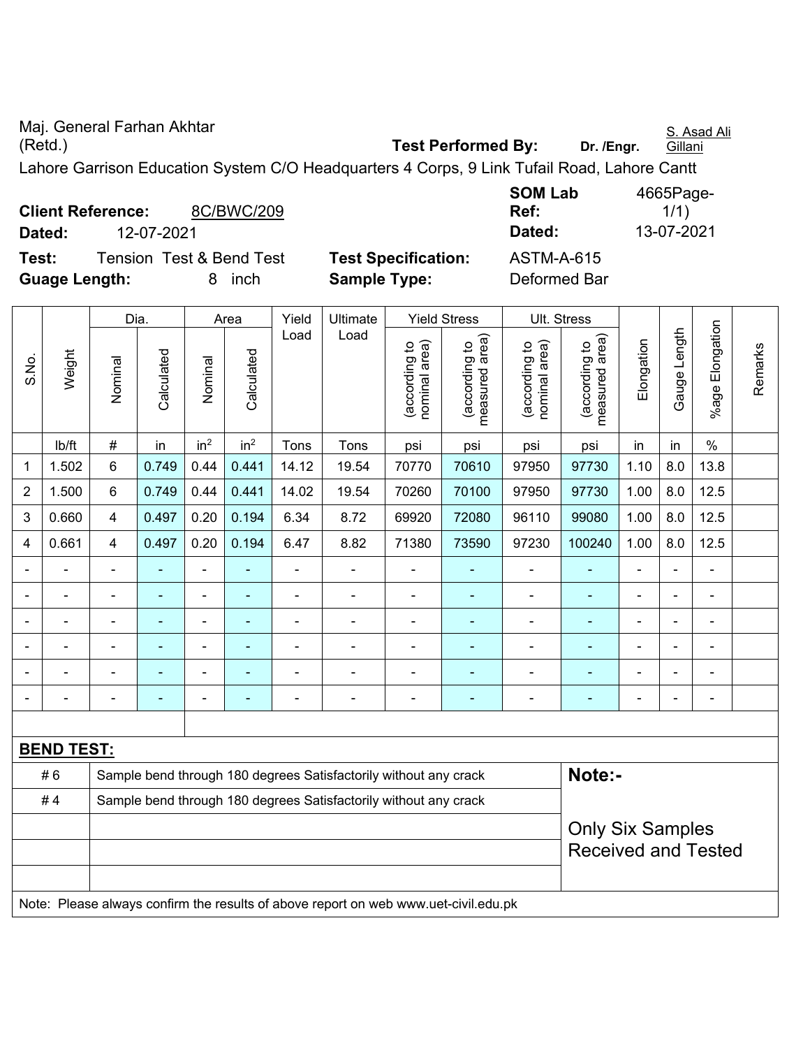Maj. General Farhan Akhtar (Retd.)

**Test Performed By:** **Dr. /Engr.** S. Asad Ali Gillani

Lahore Garrison Education System C/O Headquarters 4 Corps, 9 Link Tufail Road, Lahore Cantt

**Client Reference:** 8C/BWC/209
**Dated:** 12-07-2021

**SOM Lab Ref:** 4665Page-1/1)
**Dated:** 13-07-2021

**Test:** Tension Test & Bend Test
**Guage Length:** 8 inch

**Test Specification:** ASTM-A-615
**Sample Type:** Deformed Bar

| S.No. | Weight | Dia. | | Area | | Yield Load | Ultimate Load | Yield Stress | | Ult. Stress | | Elongation | Gauge Length | %age Elongation | Remarks |
|---|---|---|---|---|---|---|---|---|---|---|---|---|---|---|---|
| | | Nominal | Calculated | Nominal | Calculated | | | (according to nominal area) | (according to measured area) | (according to nominal area) | (according to measured area) | | | | |
| | lb/ft | # | in | in$^2$ | in$^2$ | Tons | Tons | psi | psi | psi | psi | in | in | % | |
| 1 | 1.502 | 6 | 0.749 | 0.44 | 0.441 | 14.12 | 19.54 | 70770 | 70610 | 97950 | 97730 | 1.10 | 8.0 | 13.8 | |
| 2 | 1.500 | 6 | 0.749 | 0.44 | 0.441 | 14.02 | 19.54 | 70260 | 70100 | 97950 | 97730 | 1.00 | 8.0 | 12.5 | |
| 3 | 0.660 | 4 | 0.497 | 0.20 | 0.194 | 6.34 | 8.72 | 69920 | 72080 | 96110 | 99080 | 1.00 | 8.0 | 12.5 | |
| 4 | 0.661 | 4 | 0.497 | 0.20 | 0.194 | 6.47 | 8.82 | 71380 | 73590 | 97230 | 100240 | 1.00 | 8.0 | 12.5 | |
| - | - | - | - | - | - | - | - | - | - | - | - | - | - | - | |
| - | - | - | - | - | - | - | - | - | - | - | - | - | - | - | |
| - | - | - | - | - | - | - | - | - | - | - | - | - | - | - | |
| - | - | - | - | - | - | - | - | - | - | - | - | - | - | - | |
| - | - | - | - | - | - | - | - | - | - | - | - | - | - | - | |
| - | - | - | - | - | - | - | - | - | - | - | - | - | - | - | |

**BEND TEST:**

| | | |
|---|---|---|
| # 6 | Sample bend through 180 degrees Satisfactorily without any crack | **Note:-** |
| # 4 | Sample bend through 180 degrees Satisfactorily without any crack | |
| | | Only Six Samples Received and Tested |

Note: Please always confirm the results of above report on web www.uet-civil.edu.pk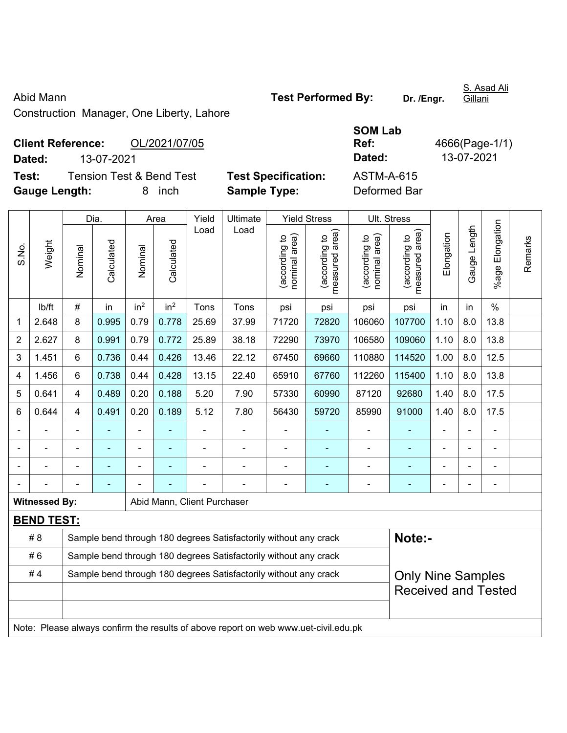Abid Mann

Construction Manager, One Liberty, Lahore

**Test Performed By:** Dr. /Engr. S. Asad Ali Gillani

**Client Reference:** OL/2021/07/05

**Dated:** 13-07-2021

**SOM Lab Ref:** 4666(Page-1/1)

**Dated:** 13-07-2021

**Test:** Tension Test & Bend Test

**Test Specification:** ASTM-A-615

**Gauge Length:** 8 inch

**Sample Type:** Deformed Bar

| S.No. | Weight | Dia. | | Area | | Yield Load | Ultimate Load | Yield Stress | | Ult. Stress | | Elongation | Gauge Length | %age Elongation | Remarks |
|---|---|---|---|---|---|---|---|---|---|---|---|---|---|---|---|
| | | Nominal | Calculated | Nominal | Calculated | | | (according to nominal area) | (according to measured area) | (according to nominal area) | (according to measured area) | | | | |
| | lb/ft | # | in | in² | in² | Tons | Tons | psi | psi | psi | psi | in | in | % | |
| 1 | 2.648 | 8 | 0.995 | 0.79 | 0.778 | 25.69 | 37.99 | 71720 | 72820 | 106060 | 107700 | 1.10 | 8.0 | 13.8 | |
| 2 | 2.627 | 8 | 0.991 | 0.79 | 0.772 | 25.89 | 38.18 | 72290 | 73970 | 106580 | 109060 | 1.10 | 8.0 | 13.8 | |
| 3 | 1.451 | 6 | 0.736 | 0.44 | 0.426 | 13.46 | 22.12 | 67450 | 69660 | 110880 | 114520 | 1.00 | 8.0 | 12.5 | |
| 4 | 1.456 | 6 | 0.738 | 0.44 | 0.428 | 13.15 | 22.40 | 65910 | 67760 | 112260 | 115400 | 1.10 | 8.0 | 13.8 | |
| 5 | 0.641 | 4 | 0.489 | 0.20 | 0.188 | 5.20 | 7.90 | 57330 | 60990 | 87120 | 92680 | 1.40 | 8.0 | 17.5 | |
| 6 | 0.644 | 4 | 0.491 | 0.20 | 0.189 | 5.12 | 7.80 | 56430 | 59720 | 85990 | 91000 | 1.40 | 8.0 | 17.5 | |
| - | - | - | - | - | - | - | - | - | - | - | - | - | - | - | |
| - | - | - | - | - | - | - | - | - | - | - | - | - | - | - | |
| - | - | - | - | - | - | - | - | - | - | - | - | - | - | - | |
| - | - | - | - | - | - | - | - | - | - | - | - | - | - | - | |

**Witnessed By:** Abid Mann, Client Purchaser

## BEND TEST:

| Bar | Result |
|---|---|
| # 8 | Sample bend through 180 degrees Satisfactorily without any crack |
| # 6 | Sample bend through 180 degrees Satisfactorily without any crack |
| # 4 | Sample bend through 180 degrees Satisfactorily without any crack |
| | |
| | |

**Note:-**

Only Nine Samples Received and Tested

Note: Please always confirm the results of above report on web www.uet-civil.edu.pk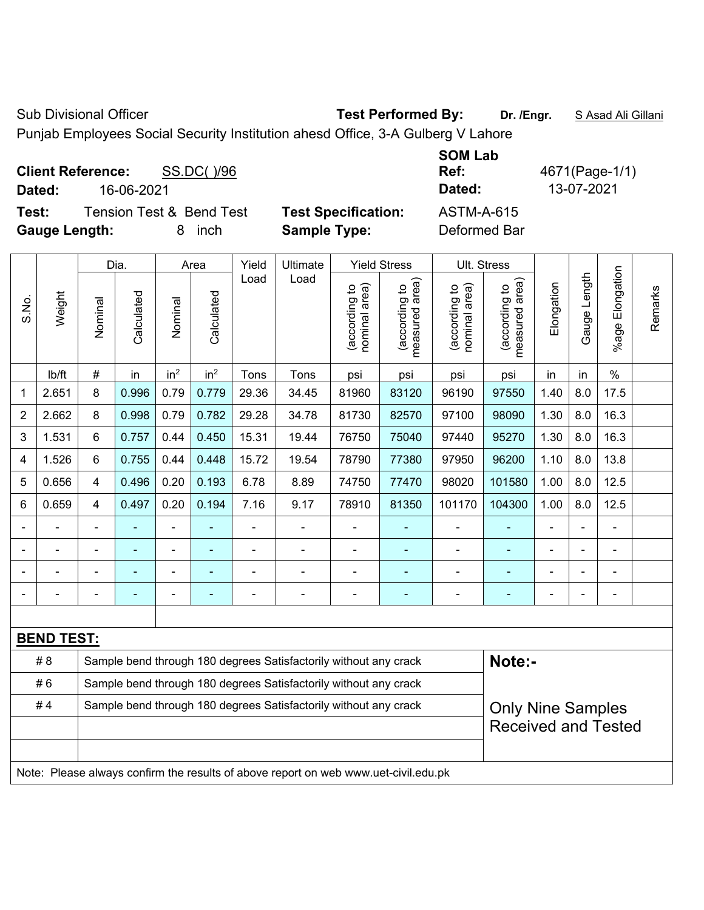Sub Divisional Officer **Test Performed By:** **Dr. /Engr.** S Asad Ali Gillani

Punjab Employees Social Security Institution ahesd Office, 3-A Gulberg V Lahore

**Client Reference:** SS.DC( )/96 **SOM Lab Ref:** 4671(Page-1/1)

**Dated:** 16-06-2021 **Dated:** 13-07-2021

**Test:** Tension Test & Bend Test **Test Specification:** ASTM-A-615

**Gauge Length:** 8 inch **Sample Type:** Deformed Bar

| S.No. | Weight | Dia. | | Area | | Yield Load | Ultimate Load | Yield Stress | | Ult. Stress | | Elongation | Gauge Length | %age Elongation | Remarks |
|---|---|---|---|---|---|---|---|---|---|---|---|---|---|---|---|
| | | Nominal | Calculated | Nominal | Calculated | | | (according to nominal area) | (according to measured area) | (according to nominal area) | (according to measured area) | | | | |
| | lb/ft | # | in | in$^2$ | in$^2$ | Tons | Tons | psi | psi | psi | psi | in | in | % | |
| 1 | 2.651 | 8 | 0.996 | 0.79 | 0.779 | 29.36 | 34.45 | 81960 | 83120 | 96190 | 97550 | 1.40 | 8.0 | 17.5 | |
| 2 | 2.662 | 8 | 0.998 | 0.79 | 0.782 | 29.28 | 34.78 | 81730 | 82570 | 97100 | 98090 | 1.30 | 8.0 | 16.3 | |
| 3 | 1.531 | 6 | 0.757 | 0.44 | 0.450 | 15.31 | 19.44 | 76750 | 75040 | 97440 | 95270 | 1.30 | 8.0 | 16.3 | |
| 4 | 1.526 | 6 | 0.755 | 0.44 | 0.448 | 15.72 | 19.54 | 78790 | 77380 | 97950 | 96200 | 1.10 | 8.0 | 13.8 | |
| 5 | 0.656 | 4 | 0.496 | 0.20 | 0.193 | 6.78 | 8.89 | 74750 | 77470 | 98020 | 101580 | 1.00 | 8.0 | 12.5 | |
| 6 | 0.659 | 4 | 0.497 | 0.20 | 0.194 | 7.16 | 9.17 | 78910 | 81350 | 101170 | 104300 | 1.00 | 8.0 | 12.5 | |
| - | - | - | - | - | - | - | - | - | - | - | - | - | - | - | |
| - | - | - | - | - | - | - | - | - | - | - | - | - | - | - | |
| - | - | - | - | - | - | - | - | - | - | - | - | - | - | - | |
| - | - | - | - | - | - | - | - | - | - | - | - | - | - | - | |

**BEND TEST:**

| | | |
|---|---|---|
| # 8 | Sample bend through 180 degrees Satisfactorily without any crack | **Note:-** |
| # 6 | Sample bend through 180 degrees Satisfactorily without any crack | |
| # 4 | Sample bend through 180 degrees Satisfactorily without any crack | Only Nine Samples Received and Tested |

Note: Please always confirm the results of above report on web www.uet-civil.edu.pk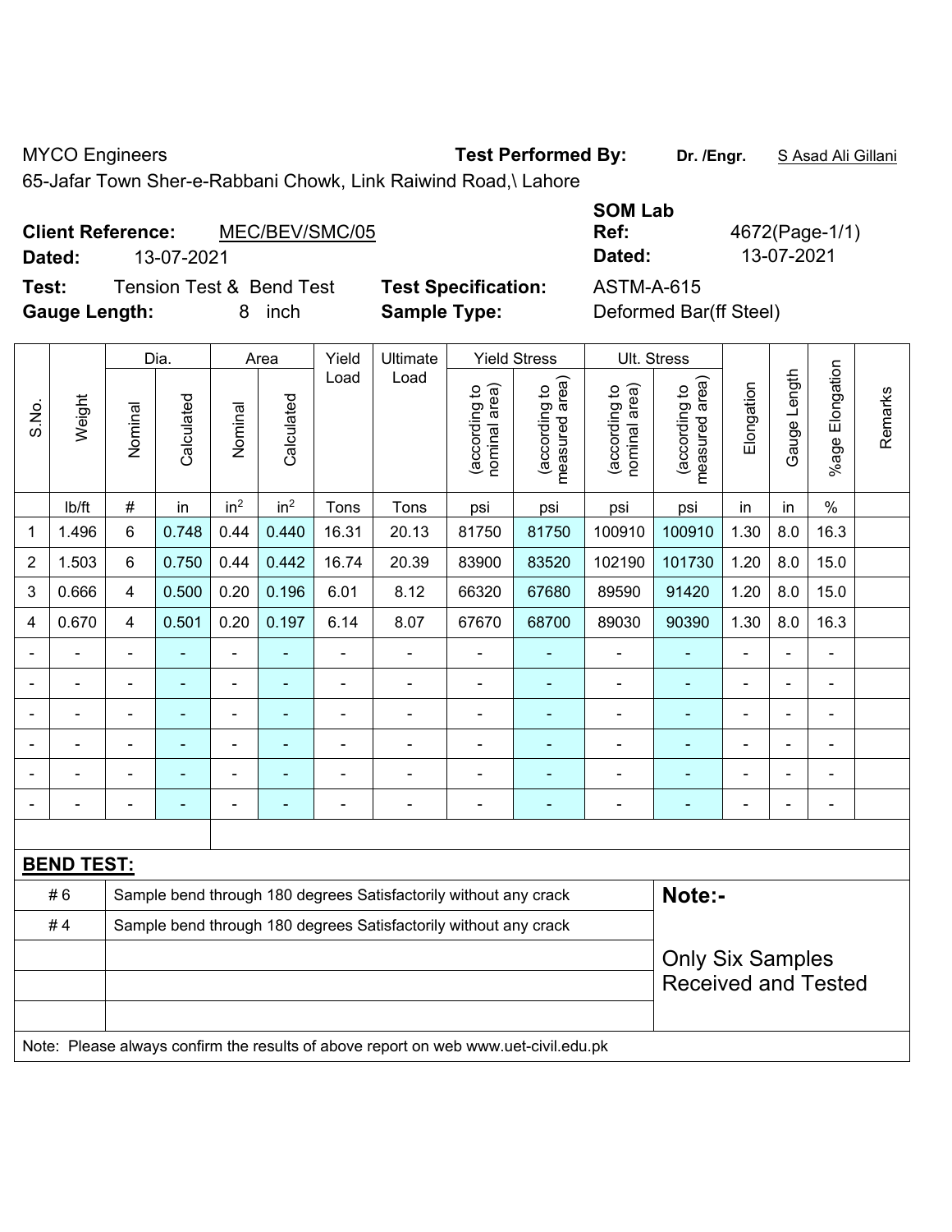MYCO Engineers

65-Jafar Town Sher-e-Rabbani Chowk, Link Raiwind Road,\ Lahore

**Test Performed By:** **Dr. /Engr.** S Asad Ali Gillani

**Client Reference:** MEC/BEV/SMC/05

**Dated:** 13-07-2021

**SOM Lab Ref:** 4672(Page-1/1)

**Dated:** 13-07-2021

**Test:** Tension Test & Bend Test

**Test Specification:** ASTM-A-615

**Gauge Length:** 8 inch

**Sample Type:** Deformed Bar(ff Steel)

| S.No. | Weight | Dia. | | Area | | Yield Load | Ultimate Load | Yield Stress | | Ult. Stress | | Elongation | Gauge Length | %age Elongation | Remarks |
|---|---|---|---|---|---|---|---|---|---|---|---|---|---|---|---|
| | | Nominal | Calculated | Nominal | Calculated | | | (according to nominal area) | (according to measured area) | (according to nominal area) | (according to measured area) | | | | |
| | lb/ft | # | in | $in^2$ | $in^2$ | Tons | Tons | psi | psi | psi | psi | in | in | % | |
| 1 | 1.496 | 6 | 0.748 | 0.44 | 0.440 | 16.31 | 20.13 | 81750 | 81750 | 100910 | 100910 | 1.30 | 8.0 | 16.3 | |
| 2 | 1.503 | 6 | 0.750 | 0.44 | 0.442 | 16.74 | 20.39 | 83900 | 83520 | 102190 | 101730 | 1.20 | 8.0 | 15.0 | |
| 3 | 0.666 | 4 | 0.500 | 0.20 | 0.196 | 6.01 | 8.12 | 66320 | 67680 | 89590 | 91420 | 1.20 | 8.0 | 15.0 | |
| 4 | 0.670 | 4 | 0.501 | 0.20 | 0.197 | 6.14 | 8.07 | 67670 | 68700 | 89030 | 90390 | 1.30 | 8.0 | 16.3 | |
| - | - | - | - | - | - | - | - | - | - | - | - | - | - | - | |
| - | - | - | - | - | - | - | - | - | - | - | - | - | - | - | |
| - | - | - | - | - | - | - | - | - | - | - | - | - | - | - | |
| - | - | - | - | - | - | - | - | - | - | - | - | - | - | - | |
| - | - | - | - | - | - | - | - | - | - | - | - | - | - | - | |
| - | - | - | - | - | - | - | - | - | - | - | - | - | - | - | |

**BEND TEST:**

| | | |
|---|---|---|
| # 6 | Sample bend through 180 degrees Satisfactorily without any crack | **Note:-** |
| # 4 | Sample bend through 180 degrees Satisfactorily without any crack | Only Six Samples Received and Tested |

Note: Please always confirm the results of above report on web www.uet-civil.edu.pk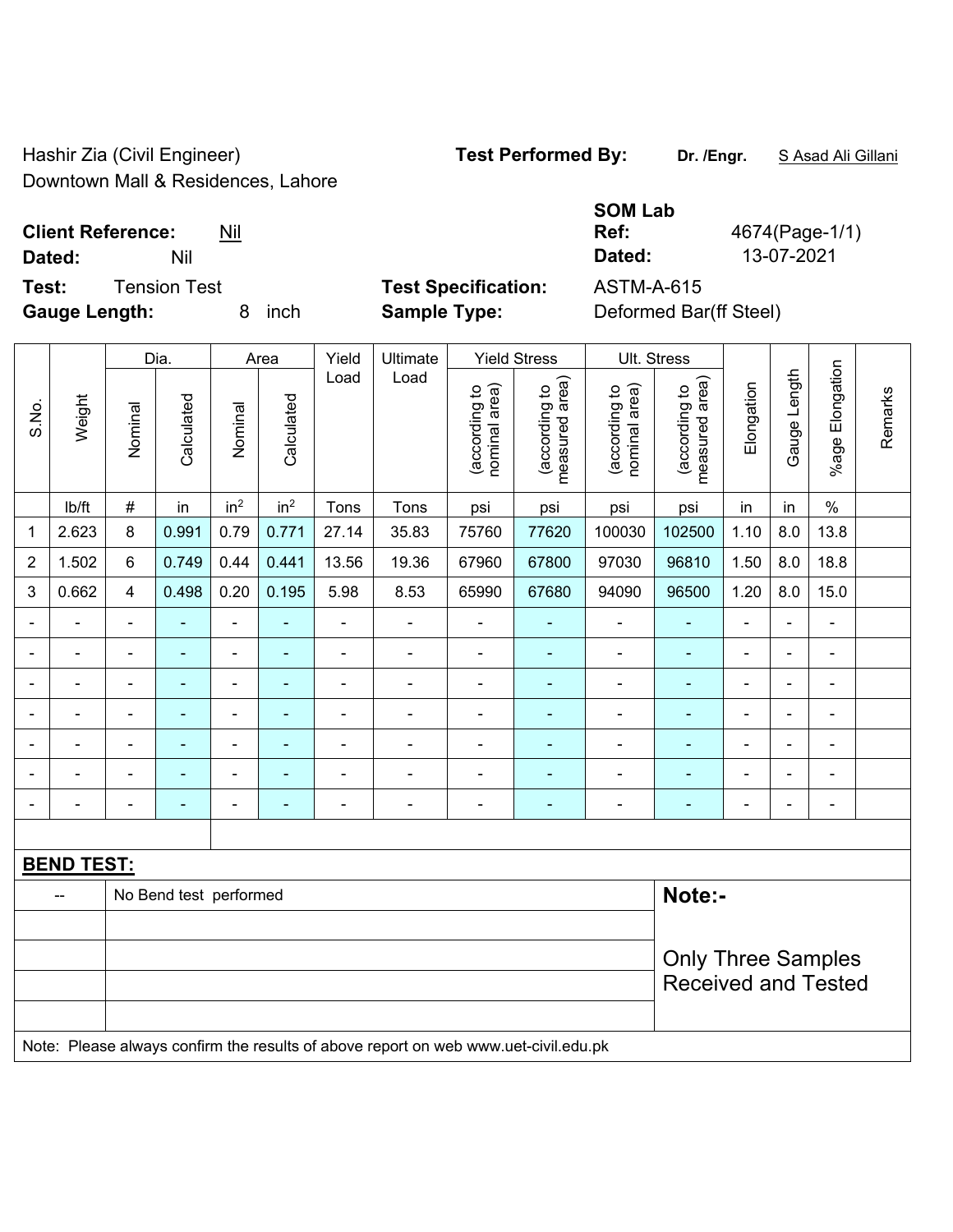Hashir Zia (Civil Engineer)
Downtown Mall & Residences, Lahore

**Test Performed By:** **Dr. /Engr.** S Asad Ali Gillani

**SOM Lab**

**Client Reference:** Nil
**Dated:** Nil

**Ref:** 4674(Page-1/1)
**Dated:** 13-07-2021

**Test:** Tension Test
**Gauge Length:** 8 inch

**Test Specification:** ASTM-A-615
**Sample Type:** Deformed Bar(ff Steel)

| S.No. | Weight | Dia. | | Area | | Yield Load | Ultimate Load | Yield Stress | | Ult. Stress | | Elongation | Gauge Length | %age Elongation | Remarks |
|---|---|---|---|---|---|---|---|---|---|---|---|---|---|---|---|
| | | Nominal | Calculated | Nominal | Calculated | | | (according to nominal area) | (according to measured area) | (according to nominal area) | (according to measured area) | | | | |
| | lb/ft | # | in | $in^2$ | $in^2$ | Tons | Tons | psi | psi | psi | psi | in | in | % | |
| 1 | 2.623 | 8 | 0.991 | 0.79 | 0.771 | 27.14 | 35.83 | 75760 | 77620 | 100030 | 102500 | 1.10 | 8.0 | 13.8 | |
| 2 | 1.502 | 6 | 0.749 | 0.44 | 0.441 | 13.56 | 19.36 | 67960 | 67800 | 97030 | 96810 | 1.50 | 8.0 | 18.8 | |
| 3 | 0.662 | 4 | 0.498 | 0.20 | 0.195 | 5.98 | 8.53 | 65990 | 67680 | 94090 | 96500 | 1.20 | 8.0 | 15.0 | |
| - | - | - | - | - | - | - | - | - | - | - | - | - | - | - | |
| - | - | - | - | - | - | - | - | - | - | - | - | - | - | - | |
| - | - | - | - | - | - | - | - | - | - | - | - | - | - | - | |
| - | - | - | - | - | - | - | - | - | - | - | - | - | - | - | |
| - | - | - | - | - | - | - | - | - | - | - | - | - | - | - | |
| - | - | - | - | - | - | - | - | - | - | - | - | - | - | - | |
| - | - | - | - | - | - | - | - | - | - | - | - | - | - | - | |

**BEND TEST:**

| -- | No Bend test performed |
|---|---|

**Note:-**

Only Three Samples Received and Tested

Note: Please always confirm the results of above report on web www.uet-civil.edu.pk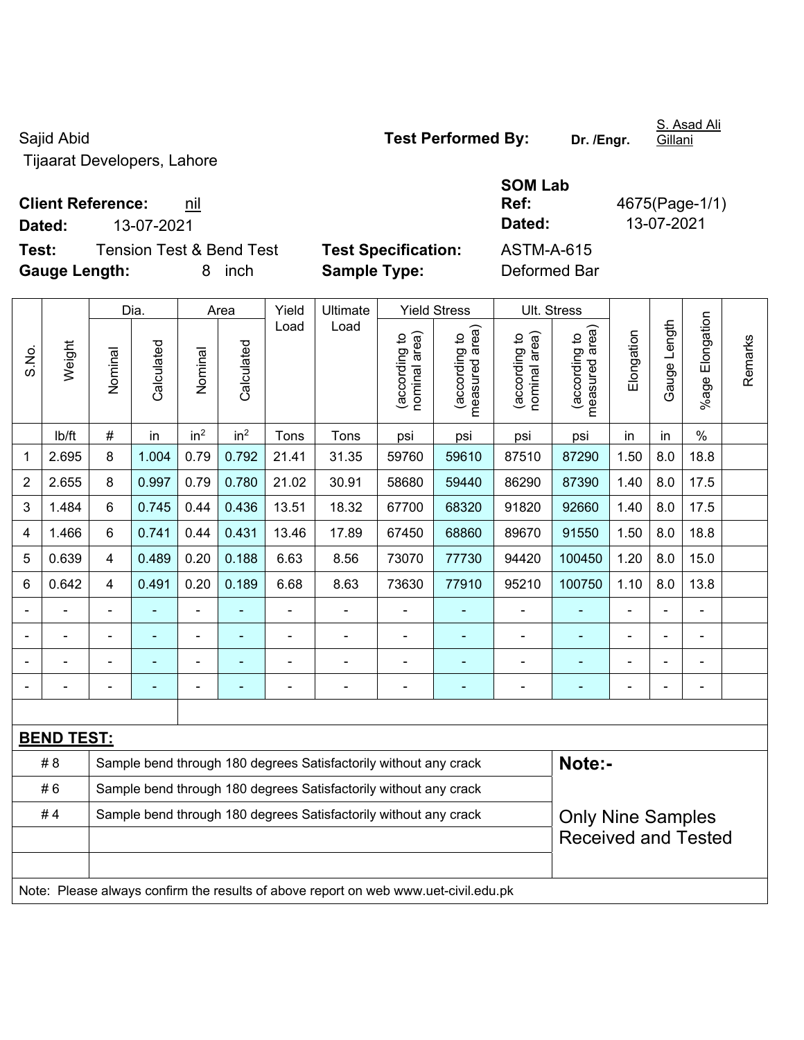Sajid Abid

Tijaarat Developers, Lahore

**Test Performed By:** **Dr. /Engr.** S. Asad Ali Gillani

**Client Reference:** nil

**Dated:** 13-07-2021

**SOM Lab Ref:** 4675(Page-1/1)

**Dated:** 13-07-2021

**Test:** Tension Test & Bend Test

**Test Specification:** ASTM-A-615

**Gauge Length:** 8 inch

**Sample Type:** Deformed Bar

| S.No. | Weight | Dia. | | Area | | Yield Load | Ultimate Load | Yield Stress | | Ult. Stress | | Elongation | Gauge Length | %age Elongation | Remarks |
|---|---|---|---|---|---|---|---|---|---|---|---|---|---|---|---|
| | | Nominal | Calculated | Nominal | Calculated | | | (according to nominal area) | (according to measured area) | (according to nominal area) | (according to measured area) | | | | |
| | lb/ft | # | in | $in^2$ | $in^2$ | Tons | Tons | psi | psi | psi | psi | in | in | % | |
| 1 | 2.695 | 8 | 1.004 | 0.79 | 0.792 | 21.41 | 31.35 | 59760 | 59610 | 87510 | 87290 | 1.50 | 8.0 | 18.8 | |
| 2 | 2.655 | 8 | 0.997 | 0.79 | 0.780 | 21.02 | 30.91 | 58680 | 59440 | 86290 | 87390 | 1.40 | 8.0 | 17.5 | |
| 3 | 1.484 | 6 | 0.745 | 0.44 | 0.436 | 13.51 | 18.32 | 67700 | 68320 | 91820 | 92660 | 1.40 | 8.0 | 17.5 | |
| 4 | 1.466 | 6 | 0.741 | 0.44 | 0.431 | 13.46 | 17.89 | 67450 | 68860 | 89670 | 91550 | 1.50 | 8.0 | 18.8 | |
| 5 | 0.639 | 4 | 0.489 | 0.20 | 0.188 | 6.63 | 8.56 | 73070 | 77730 | 94420 | 100450 | 1.20 | 8.0 | 15.0 | |
| 6 | 0.642 | 4 | 0.491 | 0.20 | 0.189 | 6.68 | 8.63 | 73630 | 77910 | 95210 | 100750 | 1.10 | 8.0 | 13.8 | |
| - | - | - | - | - | - | - | - | - | - | - | - | - | - | - | |
| - | - | - | - | - | - | - | - | - | - | - | - | - | - | - | |
| - | - | - | - | - | - | - | - | - | - | - | - | - | - | - | |
| - | - | - | - | - | - | - | - | - | - | - | - | - | - | - | |

**BEND TEST:**

| | | |
|---|---|---|
| # 8 | Sample bend through 180 degrees Satisfactorily without any crack | **Note:-** |
| # 6 | Sample bend through 180 degrees Satisfactorily without any crack | |
| # 4 | Sample bend through 180 degrees Satisfactorily without any crack | Only Nine Samples Received and Tested |

Note: Please always confirm the results of above report on web www.uet-civil.edu.pk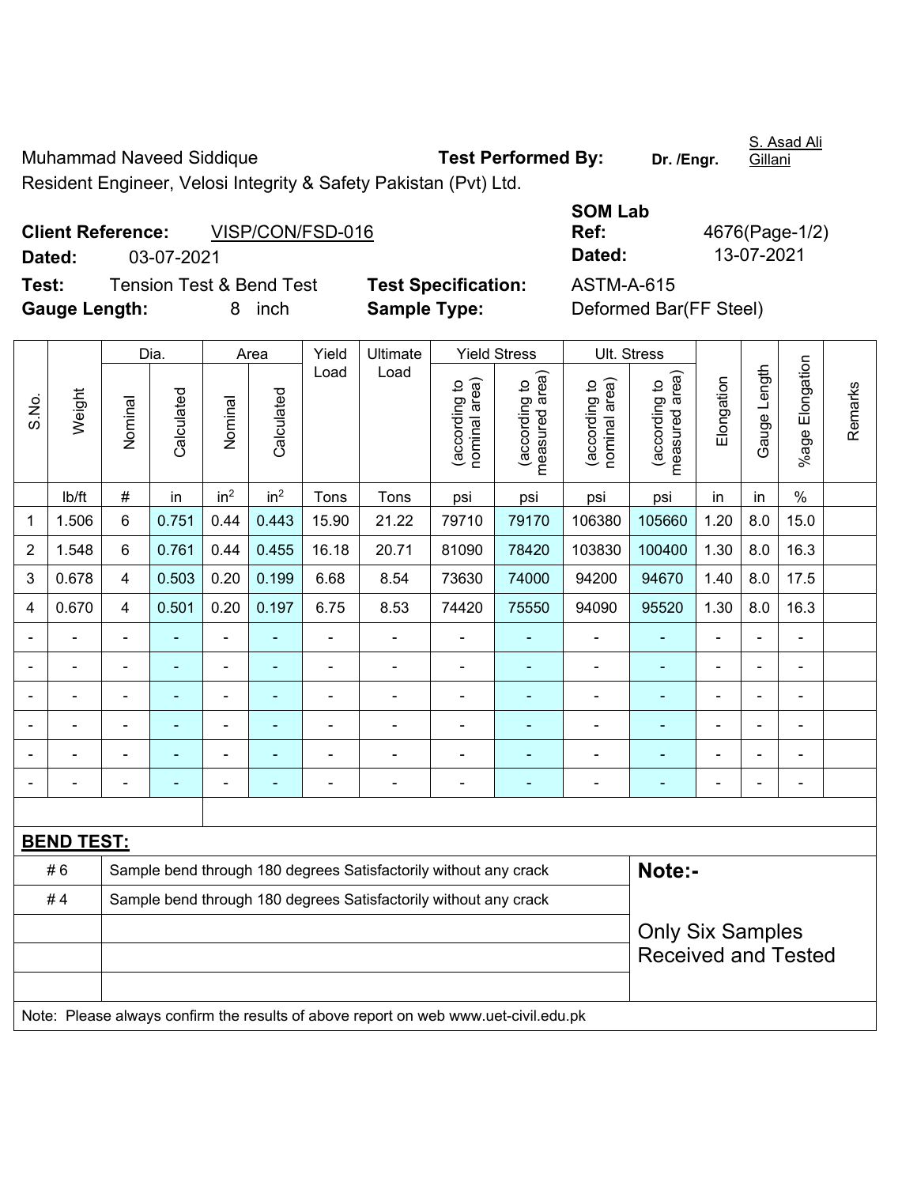Muhammad Naveed Siddique **Test Performed By:** **Dr. /Engr.** S. Asad Ali Gillani

Resident Engineer, Velosi Integrity & Safety Pakistan (Pvt) Ltd.

**Client Reference:** VISP/CON/FSD-016 **SOM Lab Ref:** 4676(Page-1/2)

**Dated:** 03-07-2021 **Dated:** 13-07-2021

**Test:** Tension Test & Bend Test **Test Specification:** ASTM-A-615

**Gauge Length:** 8 inch **Sample Type:** Deformed Bar(FF Steel)

| S.No. | Weight | Dia. | | Area | | Yield Load | Ultimate Load | Yield Stress | | Ult. Stress | | Elongation | Gauge Length | %age Elongation | Remarks |
|---|---|---|---|---|---|---|---|---|---|---|---|---|---|---|---|
| | | Nominal | Calculated | Nominal | Calculated | | | (according to nominal area) | (according to measured area) | (according to nominal area) | (according to measured area) | | | | |
| | lb/ft | # | in | $in^2$ | $in^2$ | Tons | Tons | psi | psi | psi | psi | in | in | % | |
| 1 | 1.506 | 6 | 0.751 | 0.44 | 0.443 | 15.90 | 21.22 | 79710 | 79170 | 106380 | 105660 | 1.20 | 8.0 | 15.0 | |
| 2 | 1.548 | 6 | 0.761 | 0.44 | 0.455 | 16.18 | 20.71 | 81090 | 78420 | 103830 | 100400 | 1.30 | 8.0 | 16.3 | |
| 3 | 0.678 | 4 | 0.503 | 0.20 | 0.199 | 6.68 | 8.54 | 73630 | 74000 | 94200 | 94670 | 1.40 | 8.0 | 17.5 | |
| 4 | 0.670 | 4 | 0.501 | 0.20 | 0.197 | 6.75 | 8.53 | 74420 | 75550 | 94090 | 95520 | 1.30 | 8.0 | 16.3 | |
| - | - | - | - | - | - | - | - | - | - | - | - | - | - | - | |
| - | - | - | - | - | - | - | - | - | - | - | - | - | - | - | |
| - | - | - | - | - | - | - | - | - | - | - | - | - | - | - | |
| - | - | - | - | - | - | - | - | - | - | - | - | - | - | - | |
| - | - | - | - | - | - | - | - | - | - | - | - | - | - | - | |
| - | - | - | - | - | - | - | - | - | - | - | - | - | - | - | |

**BEND TEST:**

| | | |
|---|---|---|
| # 6 | Sample bend through 180 degrees Satisfactorily without any crack | **Note:-** |
| # 4 | Sample bend through 180 degrees Satisfactorily without any crack | |
| | | Only Six Samples Received and Tested |

Note: Please always confirm the results of above report on web www.uet-civil.edu.pk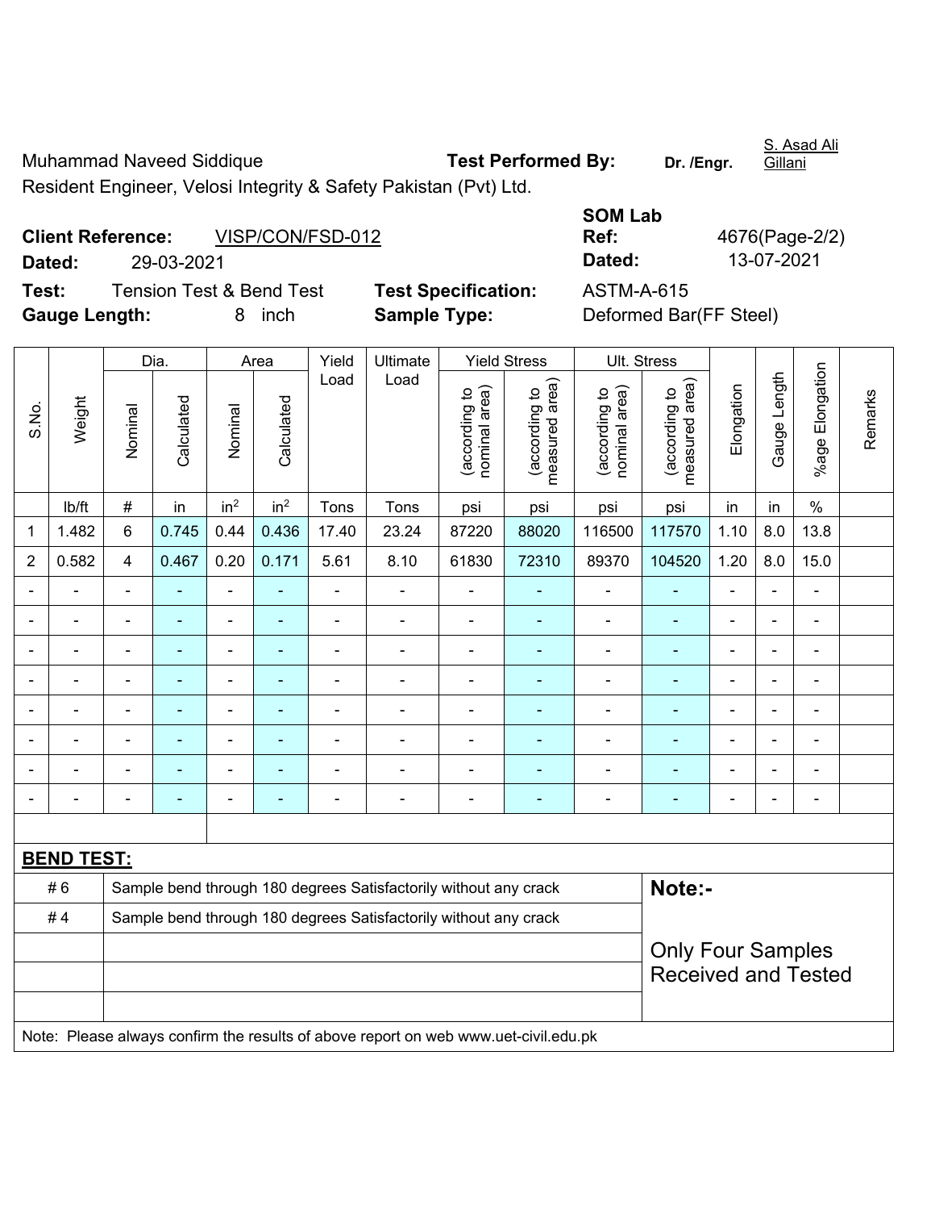Muhammad Naveed Siddique **Test Performed By:** **Dr. /Engr.** S. Asad Ali Gillani

Resident Engineer, Velosi Integrity & Safety Pakistan (Pvt) Ltd.

**Client Reference:** VISP/CON/FSD-012 **SOM Lab Ref:** 4676(Page-2/2)

**Dated:** 29-03-2021 **Dated:** 13-07-2021

**Test:** Tension Test & Bend Test **Test Specification:** ASTM-A-615

**Gauge Length:** 8 inch **Sample Type:** Deformed Bar(FF Steel)

| S.No. | Weight | Dia. | | Area | | Yield Load | Ultimate Load | Yield Stress | | Ult. Stress | | Elongation | Gauge Length | %age Elongation | Remarks |
|---|---|---|---|---|---|---|---|---|---|---|---|---|---|---|---|
| | | Nominal | Calculated | Nominal | Calculated | | | (according to nominal area) | (according to measured area) | (according to nominal area) | (according to measured area) | | | | |
| | lb/ft | # | in | $in^2$ | $in^2$ | Tons | Tons | psi | psi | psi | psi | in | in | % | |
| 1 | 1.482 | 6 | 0.745 | 0.44 | 0.436 | 17.40 | 23.24 | 87220 | 88020 | 116500 | 117570 | 1.10 | 8.0 | 13.8 | |
| 2 | 0.582 | 4 | 0.467 | 0.20 | 0.171 | 5.61 | 8.10 | 61830 | 72310 | 89370 | 104520 | 1.20 | 8.0 | 15.0 | |
| - | - | - | - | - | - | - | - | - | - | - | - | - | - | - | |
| - | - | - | - | - | - | - | - | - | - | - | - | - | - | - | |
| - | - | - | - | - | - | - | - | - | - | - | - | - | - | - | |
| - | - | - | - | - | - | - | - | - | - | - | - | - | - | - | |
| - | - | - | - | - | - | - | - | - | - | - | - | - | - | - | |
| - | - | - | - | - | - | - | - | - | - | - | - | - | - | - | |
| - | - | - | - | - | - | - | - | - | - | - | - | - | - | - | |
| - | - | - | - | - | - | - | - | - | - | - | - | - | - | - | |

**BEND TEST:**

| | | |
|---|---|---|
| # 6 | Sample bend through 180 degrees Satisfactorily without any crack | **Note:-** |
| # 4 | Sample bend through 180 degrees Satisfactorily without any crack | Only Four Samples Received and Tested |

Note: Please always confirm the results of above report on web www.uet-civil.edu.pk